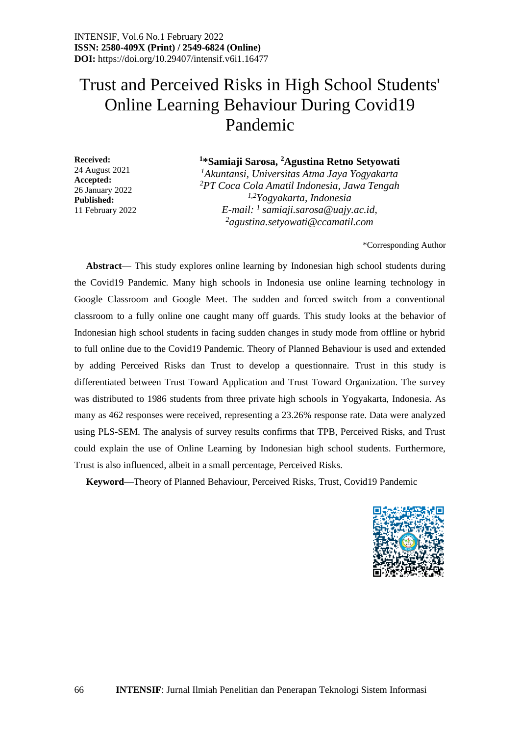INTENSIF, Vol.6 No.1 February 2022
**ISSN: 2580-409X (Print) / 2549-6824 (Online)**
**DOI:** https://doi.org/10.29407/intensif.v6i1.16477

# Trust and Perceived Risks in High School Students' Online Learning Behaviour During Covid19 Pandemic

**Received:** 24 August 2021
**Accepted:** 26 January 2022
**Published:** 11 February 2022

**[1]*Samiaji Sarosa, [2]Agustina Retno Setyowati**

*[1]Akuntansi, Universitas Atma Jaya Yogyakarta*
*[2]PT Coca Cola Amatil Indonesia, Jawa Tengah*
*[1,2]Yogyakarta, Indonesia*
*E-mail: [1] samiaji.sarosa@uajy.ac.id, [2]agustina.setyowati@ccamatil.com*

*Corresponding Author

**Abstract**— This study explores online learning by Indonesian high school students during the Covid19 Pandemic. Many high schools in Indonesia use online learning technology in Google Classroom and Google Meet. The sudden and forced switch from a conventional classroom to a fully online one caught many off guards. This study looks at the behavior of Indonesian high school students in facing sudden changes in study mode from offline or hybrid to full online due to the Covid19 Pandemic. Theory of Planned Behaviour is used and extended by adding Perceived Risks dan Trust to develop a questionnaire. Trust in this study is differentiated between Trust Toward Application and Trust Toward Organization. The survey was distributed to 1986 students from three private high schools in Yogyakarta, Indonesia. As many as 462 responses were received, representing a 23.26% response rate. Data were analyzed using PLS-SEM. The analysis of survey results confirms that TPB, Perceived Risks, and Trust could explain the use of Online Learning by Indonesian high school students. Furthermore, Trust is also influenced, albeit in a small percentage, Perceived Risks.

**Keyword**—Theory of Planned Behaviour, Perceived Risks, Trust, Covid19 Pandemic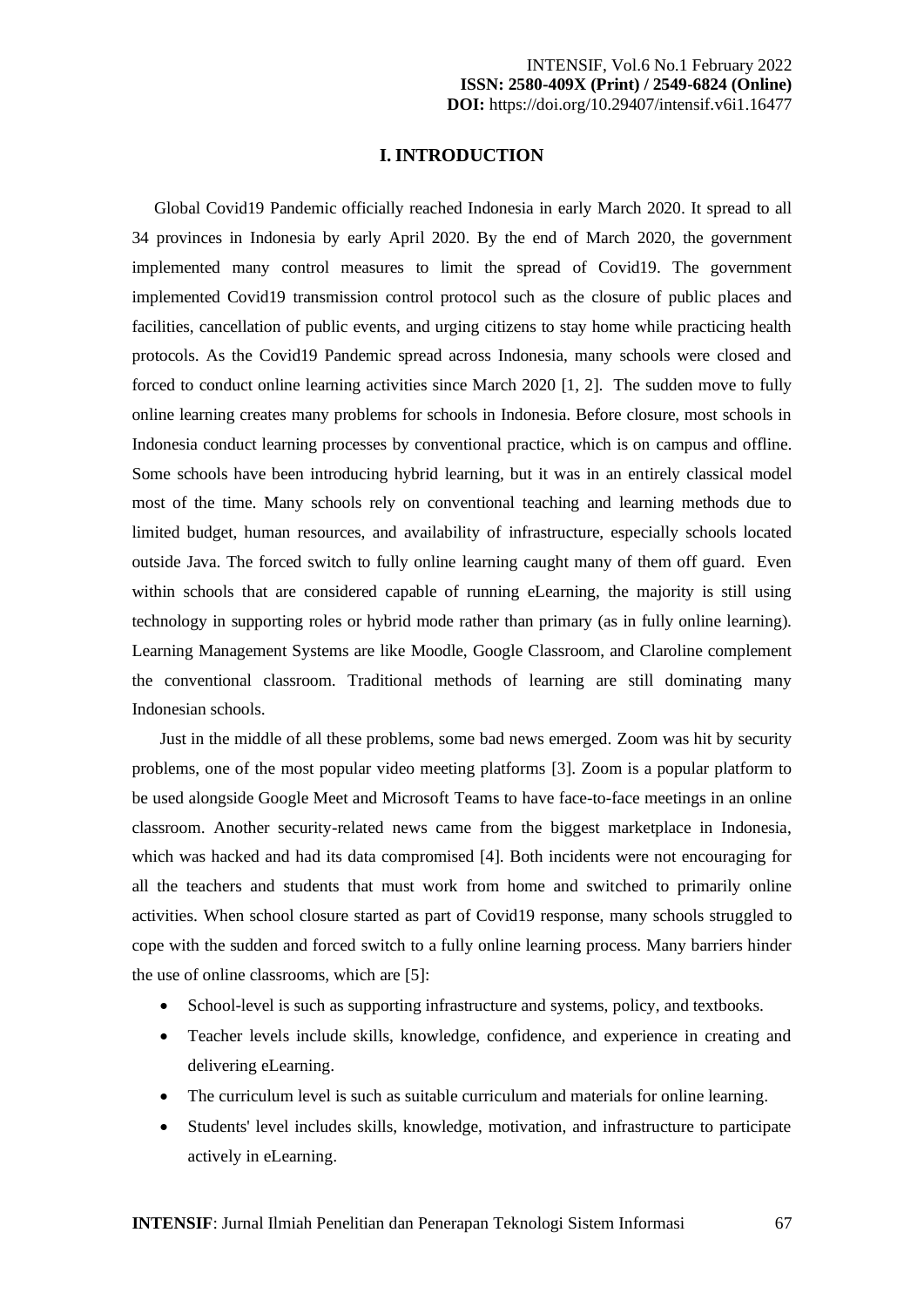## I. INTRODUCTION

Global Covid19 Pandemic officially reached Indonesia in early March 2020. It spread to all 34 provinces in Indonesia by early April 2020. By the end of March 2020, the government implemented many control measures to limit the spread of Covid19. The government implemented Covid19 transmission control protocol such as the closure of public places and facilities, cancellation of public events, and urging citizens to stay home while practicing health protocols. As the Covid19 Pandemic spread across Indonesia, many schools were closed and forced to conduct online learning activities since March 2020 [1, 2]. The sudden move to fully online learning creates many problems for schools in Indonesia. Before closure, most schools in Indonesia conduct learning processes by conventional practice, which is on campus and offline. Some schools have been introducing hybrid learning, but it was in an entirely classical model most of the time. Many schools rely on conventional teaching and learning methods due to limited budget, human resources, and availability of infrastructure, especially schools located outside Java. The forced switch to fully online learning caught many of them off guard. Even within schools that are considered capable of running eLearning, the majority is still using technology in supporting roles or hybrid mode rather than primary (as in fully online learning). Learning Management Systems are like Moodle, Google Classroom, and Claroline complement the conventional classroom. Traditional methods of learning are still dominating many Indonesian schools.

Just in the middle of all these problems, some bad news emerged. Zoom was hit by security problems, one of the most popular video meeting platforms [3]. Zoom is a popular platform to be used alongside Google Meet and Microsoft Teams to have face-to-face meetings in an online classroom. Another security-related news came from the biggest marketplace in Indonesia, which was hacked and had its data compromised [4]. Both incidents were not encouraging for all the teachers and students that must work from home and switched to primarily online activities. When school closure started as part of Covid19 response, many schools struggled to cope with the sudden and forced switch to a fully online learning process. Many barriers hinder the use of online classrooms, which are [5]:

- School-level is such as supporting infrastructure and systems, policy, and textbooks.
- Teacher levels include skills, knowledge, confidence, and experience in creating and delivering eLearning.
- The curriculum level is such as suitable curriculum and materials for online learning.
- Students' level includes skills, knowledge, motivation, and infrastructure to participate actively in eLearning.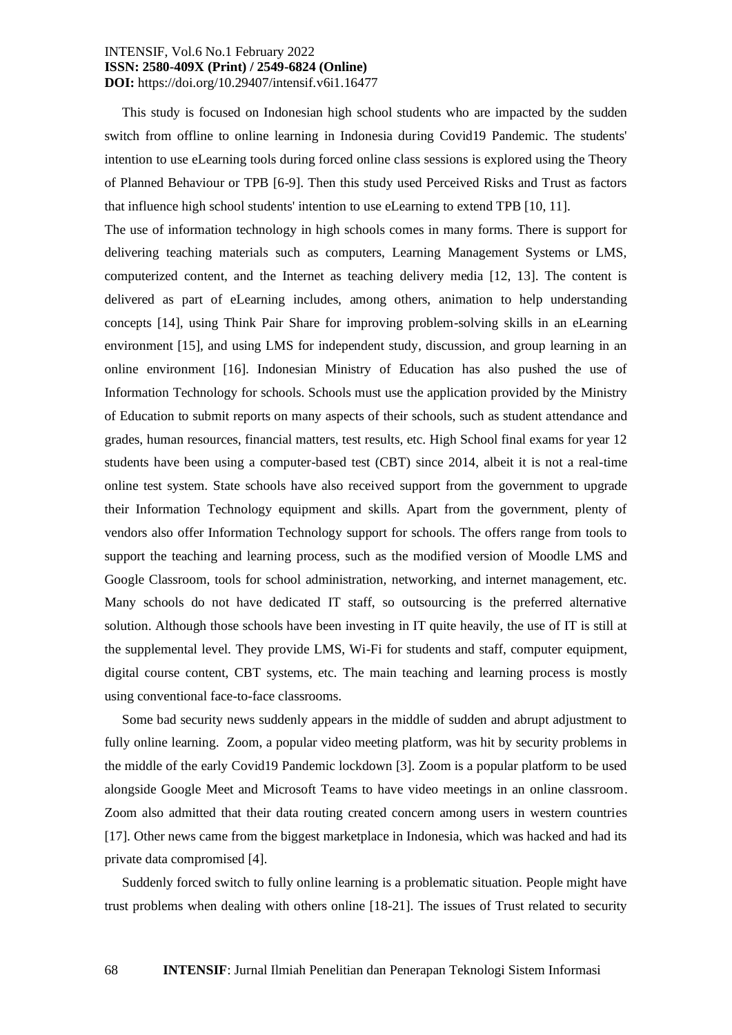This study is focused on Indonesian high school students who are impacted by the sudden switch from offline to online learning in Indonesia during Covid19 Pandemic. The students' intention to use eLearning tools during forced online class sessions is explored using the Theory of Planned Behaviour or TPB [6-9]. Then this study used Perceived Risks and Trust as factors that influence high school students' intention to use eLearning to extend TPB [10, 11].

The use of information technology in high schools comes in many forms. There is support for delivering teaching materials such as computers, Learning Management Systems or LMS, computerized content, and the Internet as teaching delivery media [12, 13]. The content is delivered as part of eLearning includes, among others, animation to help understanding concepts [14], using Think Pair Share for improving problem-solving skills in an eLearning environment [15], and using LMS for independent study, discussion, and group learning in an online environment [16]. Indonesian Ministry of Education has also pushed the use of Information Technology for schools. Schools must use the application provided by the Ministry of Education to submit reports on many aspects of their schools, such as student attendance and grades, human resources, financial matters, test results, etc. High School final exams for year 12 students have been using a computer-based test (CBT) since 2014, albeit it is not a real-time online test system. State schools have also received support from the government to upgrade their Information Technology equipment and skills. Apart from the government, plenty of vendors also offer Information Technology support for schools. The offers range from tools to support the teaching and learning process, such as the modified version of Moodle LMS and Google Classroom, tools for school administration, networking, and internet management, etc. Many schools do not have dedicated IT staff, so outsourcing is the preferred alternative solution. Although those schools have been investing in IT quite heavily, the use of IT is still at the supplemental level. They provide LMS, Wi-Fi for students and staff, computer equipment, digital course content, CBT systems, etc. The main teaching and learning process is mostly using conventional face-to-face classrooms.

Some bad security news suddenly appears in the middle of sudden and abrupt adjustment to fully online learning. Zoom, a popular video meeting platform, was hit by security problems in the middle of the early Covid19 Pandemic lockdown [3]. Zoom is a popular platform to be used alongside Google Meet and Microsoft Teams to have video meetings in an online classroom. Zoom also admitted that their data routing created concern among users in western countries [17]. Other news came from the biggest marketplace in Indonesia, which was hacked and had its private data compromised [4].

Suddenly forced switch to fully online learning is a problematic situation. People might have trust problems when dealing with others online [18-21]. The issues of Trust related to security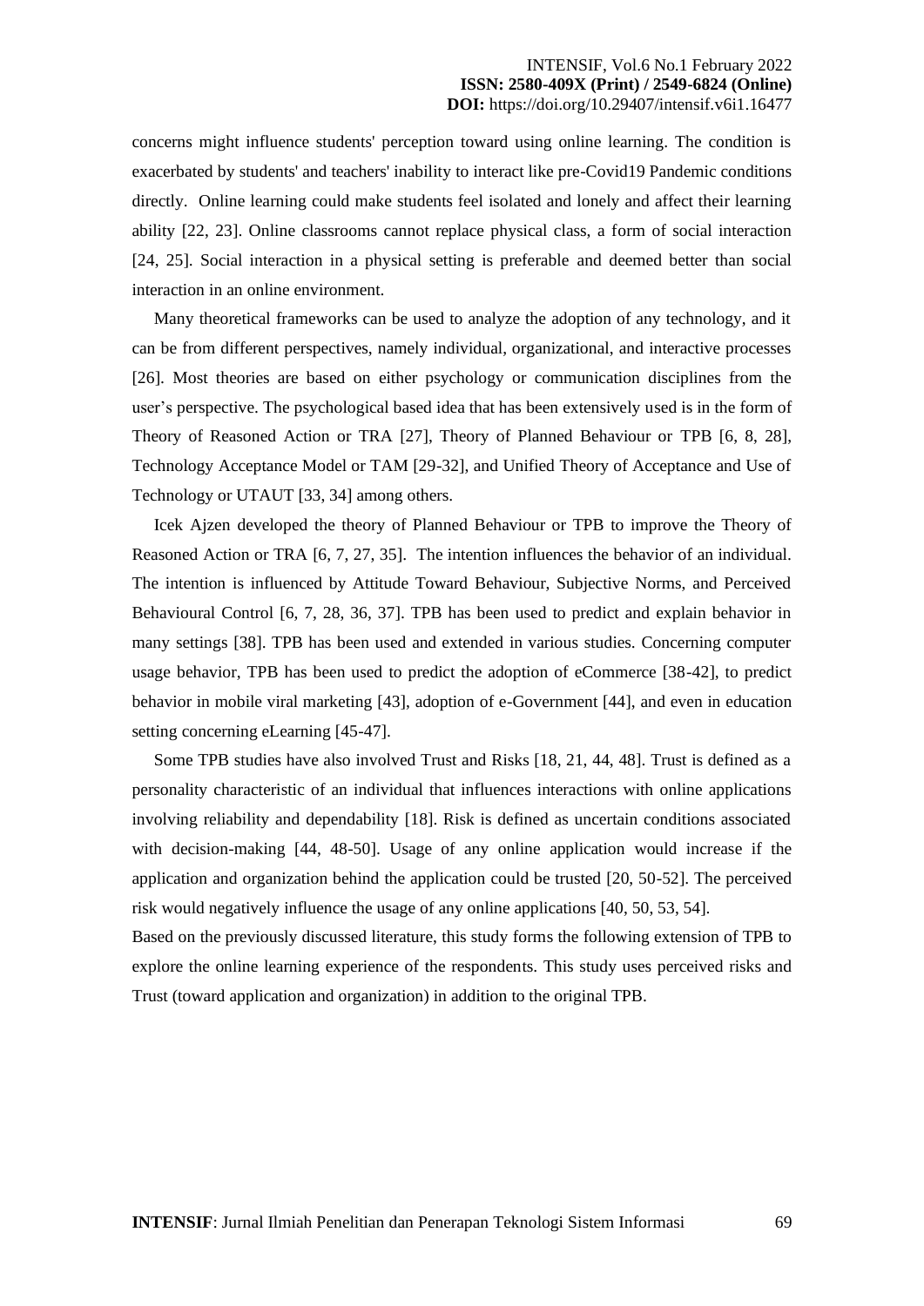concerns might influence students' perception toward using online learning. The condition is exacerbated by students' and teachers' inability to interact like pre-Covid19 Pandemic conditions directly. Online learning could make students feel isolated and lonely and affect their learning ability [22, 23]. Online classrooms cannot replace physical class, a form of social interaction [24, 25]. Social interaction in a physical setting is preferable and deemed better than social interaction in an online environment.

Many theoretical frameworks can be used to analyze the adoption of any technology, and it can be from different perspectives, namely individual, organizational, and interactive processes [26]. Most theories are based on either psychology or communication disciplines from the user's perspective. The psychological based idea that has been extensively used is in the form of Theory of Reasoned Action or TRA [27], Theory of Planned Behaviour or TPB [6, 8, 28], Technology Acceptance Model or TAM [29-32], and Unified Theory of Acceptance and Use of Technology or UTAUT [33, 34] among others.

Icek Ajzen developed the theory of Planned Behaviour or TPB to improve the Theory of Reasoned Action or TRA [6, 7, 27, 35]. The intention influences the behavior of an individual. The intention is influenced by Attitude Toward Behaviour, Subjective Norms, and Perceived Behavioural Control [6, 7, 28, 36, 37]. TPB has been used to predict and explain behavior in many settings [38]. TPB has been used and extended in various studies. Concerning computer usage behavior, TPB has been used to predict the adoption of eCommerce [38-42], to predict behavior in mobile viral marketing [43], adoption of e-Government [44], and even in education setting concerning eLearning [45-47].

Some TPB studies have also involved Trust and Risks [18, 21, 44, 48]. Trust is defined as a personality characteristic of an individual that influences interactions with online applications involving reliability and dependability [18]. Risk is defined as uncertain conditions associated with decision-making [44, 48-50]. Usage of any online application would increase if the application and organization behind the application could be trusted [20, 50-52]. The perceived risk would negatively influence the usage of any online applications [40, 50, 53, 54].

Based on the previously discussed literature, this study forms the following extension of TPB to explore the online learning experience of the respondents. This study uses perceived risks and Trust (toward application and organization) in addition to the original TPB.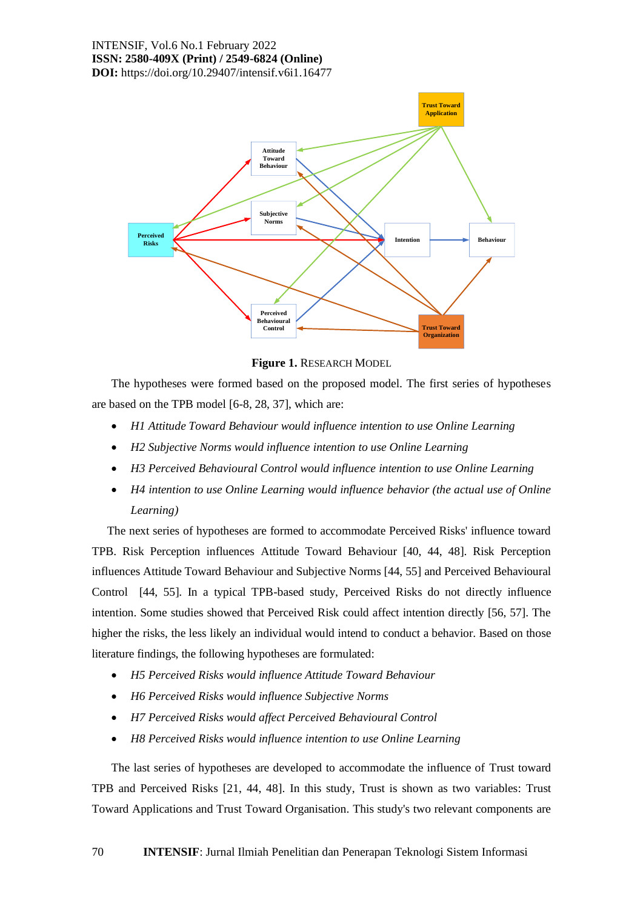**Figure 1.** RESEARCH MODEL

The hypotheses were formed based on the proposed model. The first series of hypotheses are based on the TPB model [6-8, 28, 37], which are:

- *H1 Attitude Toward Behaviour would influence intention to use Online Learning*
- *H2 Subjective Norms would influence intention to use Online Learning*
- *H3 Perceived Behavioural Control would influence intention to use Online Learning*
- *H4 intention to use Online Learning would influence behavior (the actual use of Online Learning)*

The next series of hypotheses are formed to accommodate Perceived Risks' influence toward TPB. Risk Perception influences Attitude Toward Behaviour [40, 44, 48]. Risk Perception influences Attitude Toward Behaviour and Subjective Norms [44, 55] and Perceived Behavioural Control [44, 55]. In a typical TPB-based study, Perceived Risks do not directly influence intention. Some studies showed that Perceived Risk could affect intention directly [56, 57]. The higher the risks, the less likely an individual would intend to conduct a behavior. Based on those literature findings, the following hypotheses are formulated:

- *H5 Perceived Risks would influence Attitude Toward Behaviour*
- *H6 Perceived Risks would influence Subjective Norms*
- *H7 Perceived Risks would affect Perceived Behavioural Control*
- *H8 Perceived Risks would influence intention to use Online Learning*

The last series of hypotheses are developed to accommodate the influence of Trust toward TPB and Perceived Risks [21, 44, 48]. In this study, Trust is shown as two variables: Trust Toward Applications and Trust Toward Organisation. This study's two relevant components are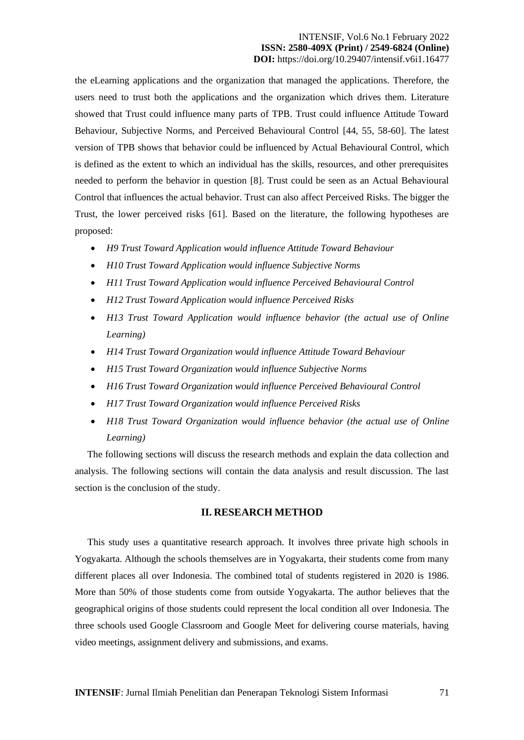the eLearning applications and the organization that managed the applications. Therefore, the users need to trust both the applications and the organization which drives them. Literature showed that Trust could influence many parts of TPB. Trust could influence Attitude Toward Behaviour, Subjective Norms, and Perceived Behavioural Control [44, 55, 58-60]. The latest version of TPB shows that behavior could be influenced by Actual Behavioural Control, which is defined as the extent to which an individual has the skills, resources, and other prerequisites needed to perform the behavior in question [8]. Trust could be seen as an Actual Behavioural Control that influences the actual behavior. Trust can also affect Perceived Risks. The bigger the Trust, the lower perceived risks [61]. Based on the literature, the following hypotheses are proposed:

- *H9 Trust Toward Application would influence Attitude Toward Behaviour*
- *H10 Trust Toward Application would influence Subjective Norms*
- *H11 Trust Toward Application would influence Perceived Behavioural Control*
- *H12 Trust Toward Application would influence Perceived Risks*
- *H13 Trust Toward Application would influence behavior (the actual use of Online Learning)*
- *H14 Trust Toward Organization would influence Attitude Toward Behaviour*
- *H15 Trust Toward Organization would influence Subjective Norms*
- *H16 Trust Toward Organization would influence Perceived Behavioural Control*
- *H17 Trust Toward Organization would influence Perceived Risks*
- *H18 Trust Toward Organization would influence behavior (the actual use of Online Learning)*

The following sections will discuss the research methods and explain the data collection and analysis. The following sections will contain the data analysis and result discussion. The last section is the conclusion of the study.

## II. RESEARCH METHOD

This study uses a quantitative research approach. It involves three private high schools in Yogyakarta. Although the schools themselves are in Yogyakarta, their students come from many different places all over Indonesia. The combined total of students registered in 2020 is 1986. More than 50% of those students come from outside Yogyakarta. The author believes that the geographical origins of those students could represent the local condition all over Indonesia. The three schools used Google Classroom and Google Meet for delivering course materials, having video meetings, assignment delivery and submissions, and exams.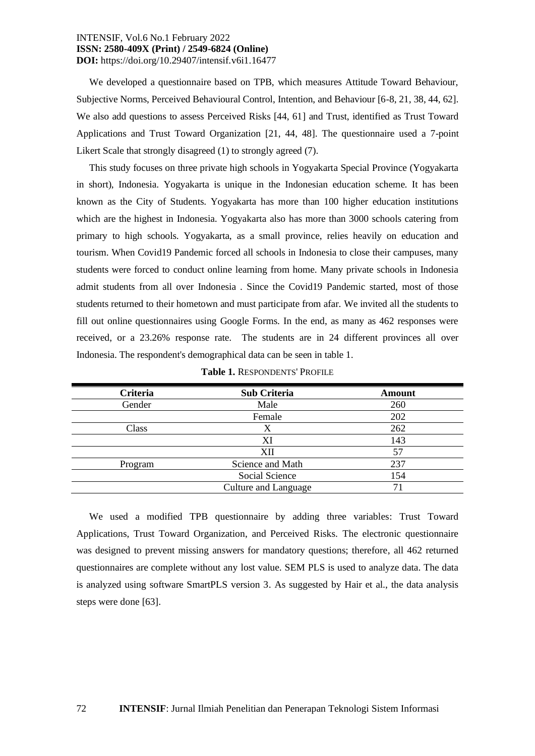We developed a questionnaire based on TPB, which measures Attitude Toward Behaviour, Subjective Norms, Perceived Behavioural Control, Intention, and Behaviour [6-8, 21, 38, 44, 62]. We also add questions to assess Perceived Risks [44, 61] and Trust, identified as Trust Toward Applications and Trust Toward Organization [21, 44, 48]. The questionnaire used a 7-point Likert Scale that strongly disagreed (1) to strongly agreed (7).

This study focuses on three private high schools in Yogyakarta Special Province (Yogyakarta in short), Indonesia. Yogyakarta is unique in the Indonesian education scheme. It has been known as the City of Students. Yogyakarta has more than 100 higher education institutions which are the highest in Indonesia. Yogyakarta also has more than 3000 schools catering from primary to high schools. Yogyakarta, as a small province, relies heavily on education and tourism. When Covid19 Pandemic forced all schools in Indonesia to close their campuses, many students were forced to conduct online learning from home. Many private schools in Indonesia admit students from all over Indonesia . Since the Covid19 Pandemic started, most of those students returned to their hometown and must participate from afar. We invited all the students to fill out online questionnaires using Google Forms. In the end, as many as 462 responses were received, or a 23.26% response rate. The students are in 24 different provinces all over Indonesia. The respondent's demographical data can be seen in table 1.

**Table 1.** RESPONDENTS' PROFILE

| Criteria | Sub Criteria | Amount |
|---|---|---|
| Gender | Male | 260 |
| | Female | 202 |
| Class | X | 262 |
| | XI | 143 |
| | XII | 57 |
| Program | Science and Math | 237 |
| | Social Science | 154 |
| | Culture and Language | 71 |

We used a modified TPB questionnaire by adding three variables: Trust Toward Applications, Trust Toward Organization, and Perceived Risks. The electronic questionnaire was designed to prevent missing answers for mandatory questions; therefore, all 462 returned questionnaires are complete without any lost value. SEM PLS is used to analyze data. The data is analyzed using software SmartPLS version 3. As suggested by Hair et al., the data analysis steps were done [63].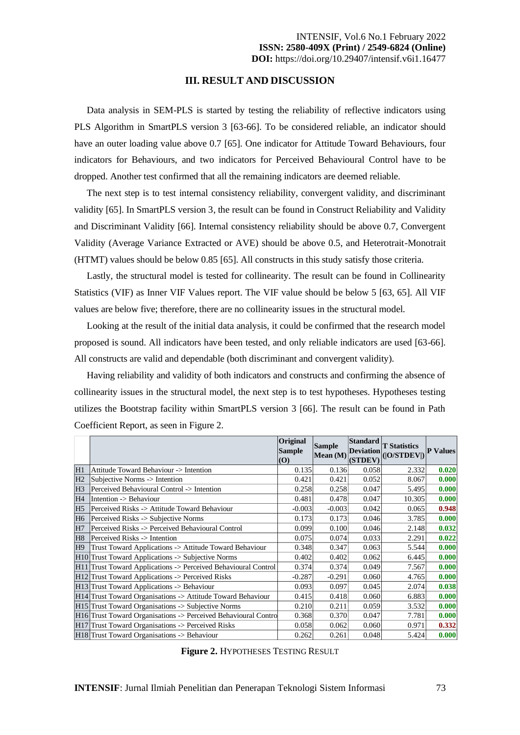## III. RESULT AND DISCUSSION

Data analysis in SEM-PLS is started by testing the reliability of reflective indicators using PLS Algorithm in SmartPLS version 3 [63-66]. To be considered reliable, an indicator should have an outer loading value above 0.7 [65]. One indicator for Attitude Toward Behaviours, four indicators for Behaviours, and two indicators for Perceived Behavioural Control have to be dropped. Another test confirmed that all the remaining indicators are deemed reliable.

The next step is to test internal consistency reliability, convergent validity, and discriminant validity [65]. In SmartPLS version 3, the result can be found in Construct Reliability and Validity and Discriminant Validity [66]. Internal consistency reliability should be above 0.7, Convergent Validity (Average Variance Extracted or AVE) should be above 0.5, and Heterotrait-Monotrait (HTMT) values should be below 0.85 [65]. All constructs in this study satisfy those criteria.

Lastly, the structural model is tested for collinearity. The result can be found in Collinearity Statistics (VIF) as Inner VIF Values report. The VIF value should be below 5 [63, 65]. All VIF values are below five; therefore, there are no collinearity issues in the structural model.

Looking at the result of the initial data analysis, it could be confirmed that the research model proposed is sound. All indicators have been tested, and only reliable indicators are used [63-66]. All constructs are valid and dependable (both discriminant and convergent validity).

Having reliability and validity of both indicators and constructs and confirming the absence of collinearity issues in the structural model, the next step is to test hypotheses. Hypotheses testing utilizes the Bootstrap facility within SmartPLS version 3 [66]. The result can be found in Path Coefficient Report, as seen in Figure 2.

| | | Original Sample (O) | Sample Mean (M) | Standard Deviation (STDEV) | T Statistics (\|O/STDEV\|) | P Values |
|---|---|---|---|---|---|---|
| H1 | Attitude Toward Behaviour -> Intention | 0.135 | 0.136 | 0.058 | 2.332 | **0.020** |
| H2 | Subjective Norms -> Intention | 0.421 | 0.421 | 0.052 | 8.067 | **0.000** |
| H3 | Perceived Behavioural Control -> Intention | 0.258 | 0.258 | 0.047 | 5.495 | **0.000** |
| H4 | Intention -> Behaviour | 0.481 | 0.478 | 0.047 | 10.305 | **0.000** |
| H5 | Perceived Risks -> Attitude Toward Behaviour | -0.003 | -0.003 | 0.042 | 0.065 | **0.948** |
| H6 | Perceived Risks -> Subjective Norms | 0.173 | 0.173 | 0.046 | 3.785 | **0.000** |
| H7 | Perceived Risks -> Perceived Behavioural Control | 0.099 | 0.100 | 0.046 | 2.148 | **0.032** |
| H8 | Perceived Risks -> Intention | 0.075 | 0.074 | 0.033 | 2.291 | **0.022** |
| H9 | Trust Toward Applications -> Attitude Toward Behaviour | 0.348 | 0.347 | 0.063 | 5.544 | **0.000** |
| H10 | Trust Toward Applications -> Subjective Norms | 0.402 | 0.402 | 0.062 | 6.445 | **0.000** |
| H11 | Trust Toward Applications -> Perceived Behavioural Control | 0.374 | 0.374 | 0.049 | 7.567 | **0.000** |
| H12 | Trust Toward Applications -> Perceived Risks | -0.287 | -0.291 | 0.060 | 4.765 | **0.000** |
| H13 | Trust Toward Applications -> Behaviour | 0.093 | 0.097 | 0.045 | 2.074 | **0.038** |
| H14 | Trust Toward Organisations -> Attitude Toward Behaviour | 0.415 | 0.418 | 0.060 | 6.883 | **0.000** |
| H15 | Trust Toward Organisations -> Subjective Norms | 0.210 | 0.211 | 0.059 | 3.532 | **0.000** |
| H16 | Trust Toward Organisations -> Perceived Behavioural Contro | 0.368 | 0.370 | 0.047 | 7.781 | **0.000** |
| H17 | Trust Toward Organisations -> Perceived Risks | 0.058 | 0.062 | 0.060 | 0.971 | **0.332** |
| H18 | Trust Toward Organisations -> Behaviour | 0.262 | 0.261 | 0.048 | 5.424 | **0.000** |

**Figure 2.** HYPOTHESES TESTING RESULT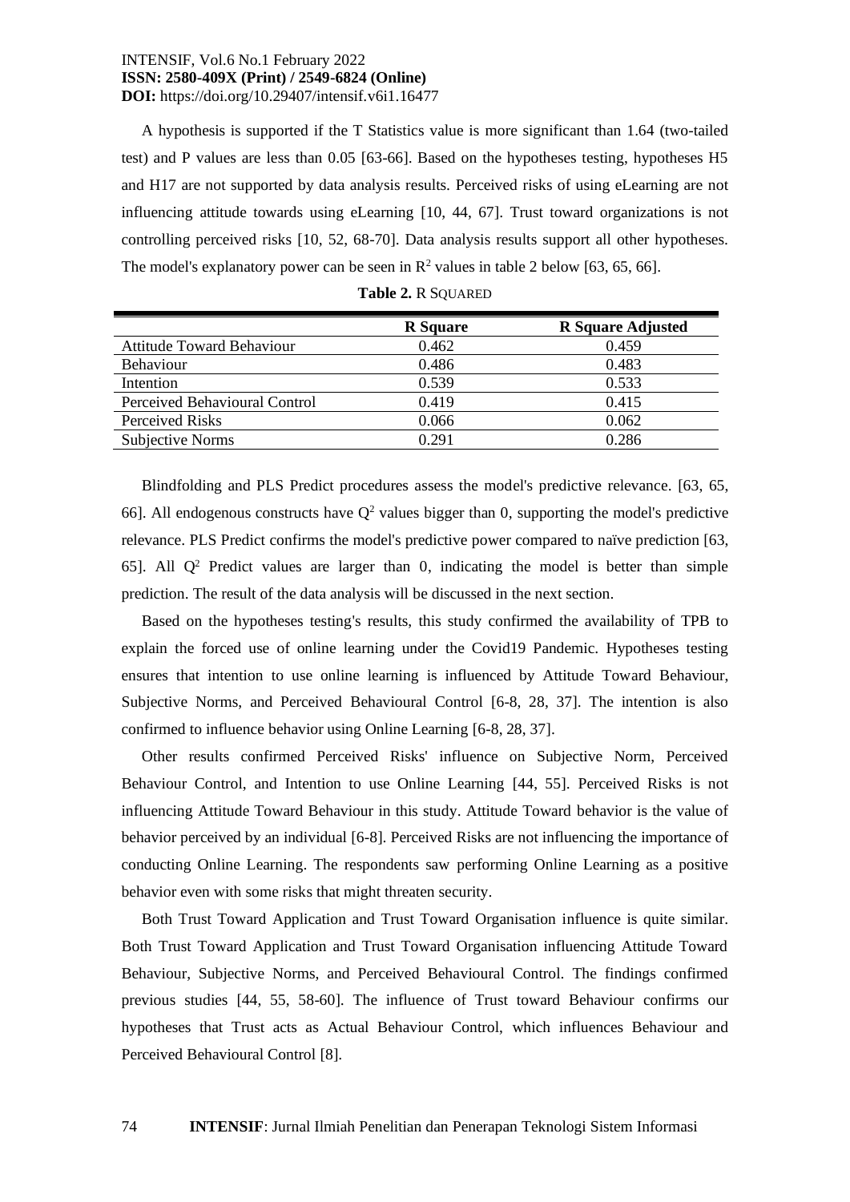A hypothesis is supported if the T Statistics value is more significant than 1.64 (two-tailed test) and P values are less than 0.05 [63-66]. Based on the hypotheses testing, hypotheses H5 and H17 are not supported by data analysis results. Perceived risks of using eLearning are not influencing attitude towards using eLearning [10, 44, 67]. Trust toward organizations is not controlling perceived risks [10, 52, 68-70]. Data analysis results support all other hypotheses. The model's explanatory power can be seen in $R^2$ values in table 2 below [63, 65, 66].

**Table 2.** R SQUARED

| | R Square | R Square Adjusted |
|---|---|---|
| Attitude Toward Behaviour | 0.462 | 0.459 |
| Behaviour | 0.486 | 0.483 |
| Intention | 0.539 | 0.533 |
| Perceived Behavioural Control | 0.419 | 0.415 |
| Perceived Risks | 0.066 | 0.062 |
| Subjective Norms | 0.291 | 0.286 |

Blindfolding and PLS Predict procedures assess the model's predictive relevance. [63, 65, 66]. All endogenous constructs have $Q^2$ values bigger than 0, supporting the model's predictive relevance. PLS Predict confirms the model's predictive power compared to naïve prediction [63, 65]. All $Q^2$ Predict values are larger than 0, indicating the model is better than simple prediction. The result of the data analysis will be discussed in the next section.

Based on the hypotheses testing's results, this study confirmed the availability of TPB to explain the forced use of online learning under the Covid19 Pandemic. Hypotheses testing ensures that intention to use online learning is influenced by Attitude Toward Behaviour, Subjective Norms, and Perceived Behavioural Control [6-8, 28, 37]. The intention is also confirmed to influence behavior using Online Learning [6-8, 28, 37].

Other results confirmed Perceived Risks' influence on Subjective Norm, Perceived Behaviour Control, and Intention to use Online Learning [44, 55]. Perceived Risks is not influencing Attitude Toward Behaviour in this study. Attitude Toward behavior is the value of behavior perceived by an individual [6-8]. Perceived Risks are not influencing the importance of conducting Online Learning. The respondents saw performing Online Learning as a positive behavior even with some risks that might threaten security.

Both Trust Toward Application and Trust Toward Organisation influence is quite similar. Both Trust Toward Application and Trust Toward Organisation influencing Attitude Toward Behaviour, Subjective Norms, and Perceived Behavioural Control. The findings confirmed previous studies [44, 55, 58-60]. The influence of Trust toward Behaviour confirms our hypotheses that Trust acts as Actual Behaviour Control, which influences Behaviour and Perceived Behavioural Control [8].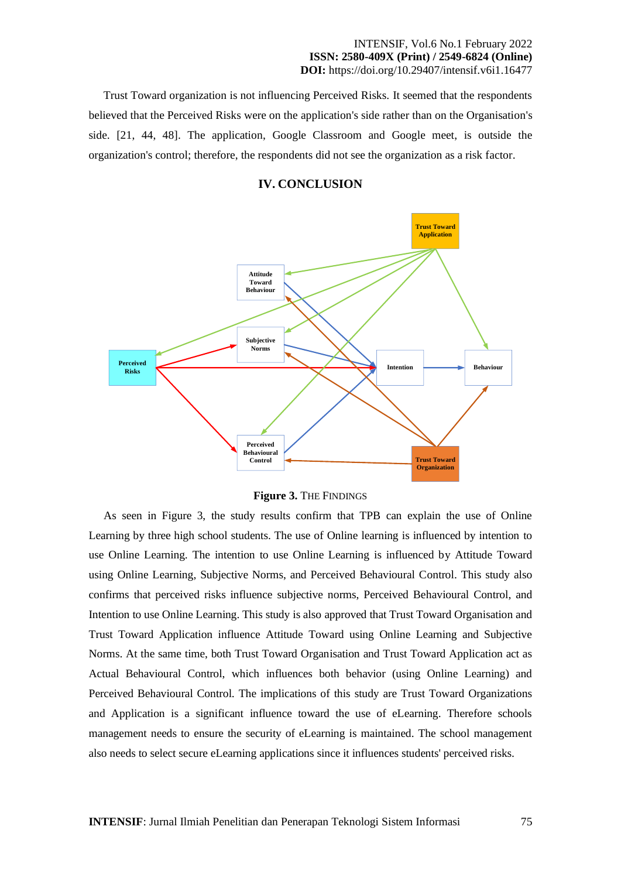Trust Toward organization is not influencing Perceived Risks. It seemed that the respondents believed that the Perceived Risks were on the application's side rather than on the Organisation's side. [21, 44, 48]. The application, Google Classroom and Google meet, is outside the organization's control; therefore, the respondents did not see the organization as a risk factor.

## IV. CONCLUSION

**Figure 3.** THE FINDINGS

As seen in Figure 3, the study results confirm that TPB can explain the use of Online Learning by three high school students. The use of Online learning is influenced by intention to use Online Learning. The intention to use Online Learning is influenced by Attitude Toward using Online Learning, Subjective Norms, and Perceived Behavioural Control. This study also confirms that perceived risks influence subjective norms, Perceived Behavioural Control, and Intention to use Online Learning. This study is also approved that Trust Toward Organisation and Trust Toward Application influence Attitude Toward using Online Learning and Subjective Norms. At the same time, both Trust Toward Organisation and Trust Toward Application act as Actual Behavioural Control, which influences both behavior (using Online Learning) and Perceived Behavioural Control. The implications of this study are Trust Toward Organizations and Application is a significant influence toward the use of eLearning. Therefore schools management needs to ensure the security of eLearning is maintained. The school management also needs to select secure eLearning applications since it influences students' perceived risks.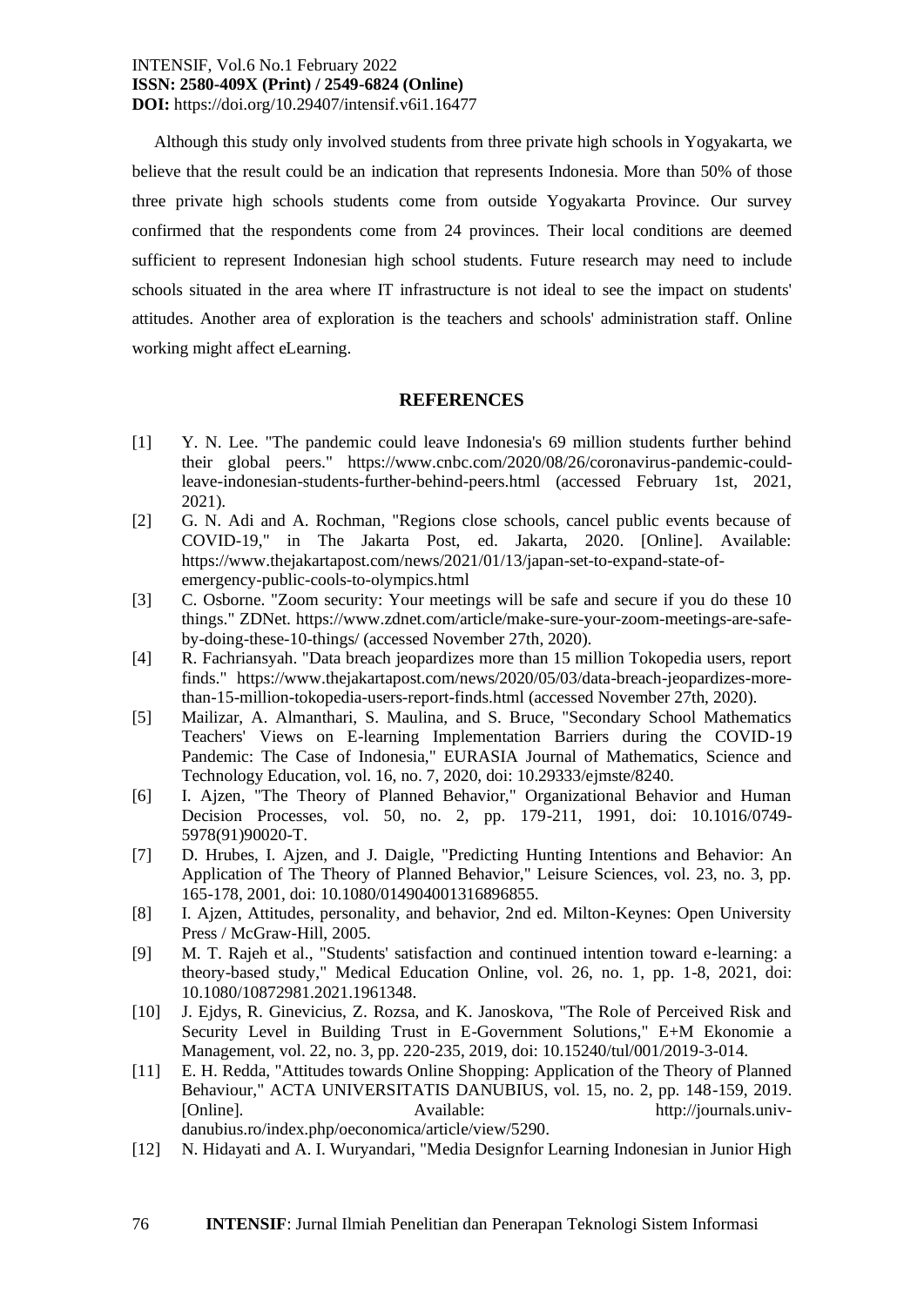Although this study only involved students from three private high schools in Yogyakarta, we believe that the result could be an indication that represents Indonesia. More than 50% of those three private high schools students come from outside Yogyakarta Province. Our survey confirmed that the respondents come from 24 provinces. Their local conditions are deemed sufficient to represent Indonesian high school students. Future research may need to include schools situated in the area where IT infrastructure is not ideal to see the impact on students' attitudes. Another area of exploration is the teachers and schools' administration staff. Online working might affect eLearning.

## REFERENCES

[1] Y. N. Lee. "The pandemic could leave Indonesia's 69 million students further behind their global peers." https://www.cnbc.com/2020/08/26/coronavirus-pandemic-could-leave-indonesian-students-further-behind-peers.html (accessed February 1st, 2021, 2021).

[2] G. N. Adi and A. Rochman, "Regions close schools, cancel public events because of COVID-19," in The Jakarta Post, ed. Jakarta, 2020. [Online]. Available: https://www.thejakartapost.com/news/2021/01/13/japan-set-to-expand-state-of-emergency-public-cools-to-olympics.html

[3] C. Osborne. "Zoom security: Your meetings will be safe and secure if you do these 10 things." ZDNet. https://www.zdnet.com/article/make-sure-your-zoom-meetings-are-safe-by-doing-these-10-things/ (accessed November 27th, 2020).

[4] R. Fachriansyah. "Data breach jeopardizes more than 15 million Tokopedia users, report finds." https://www.thejakartapost.com/news/2020/05/03/data-breach-jeopardizes-more-than-15-million-tokopedia-users-report-finds.html (accessed November 27th, 2020).

[5] Mailizar, A. Almanthari, S. Maulina, and S. Bruce, "Secondary School Mathematics Teachers' Views on E-learning Implementation Barriers during the COVID-19 Pandemic: The Case of Indonesia," EURASIA Journal of Mathematics, Science and Technology Education, vol. 16, no. 7, 2020, doi: 10.29333/ejmste/8240.

[6] I. Ajzen, "The Theory of Planned Behavior," Organizational Behavior and Human Decision Processes, vol. 50, no. 2, pp. 179-211, 1991, doi: 10.1016/0749-5978(91)90020-T.

[7] D. Hrubes, I. Ajzen, and J. Daigle, "Predicting Hunting Intentions and Behavior: An Application of The Theory of Planned Behavior," Leisure Sciences, vol. 23, no. 3, pp. 165-178, 2001, doi: 10.1080/014904001316896855.

[8] I. Ajzen, Attitudes, personality, and behavior, 2nd ed. Milton-Keynes: Open University Press / McGraw-Hill, 2005.

[9] M. T. Rajeh et al., "Students' satisfaction and continued intention toward e-learning: a theory-based study," Medical Education Online, vol. 26, no. 1, pp. 1-8, 2021, doi: 10.1080/10872981.2021.1961348.

[10] J. Ejdys, R. Ginevicius, Z. Rozsa, and K. Janoskova, "The Role of Perceived Risk and Security Level in Building Trust in E-Government Solutions," E+M Ekonomie a Management, vol. 22, no. 3, pp. 220-235, 2019, doi: 10.15240/tul/001/2019-3-014.

[11] E. H. Redda, "Attitudes towards Online Shopping: Application of the Theory of Planned Behaviour," ACTA UNIVERSITATIS DANUBIUS, vol. 15, no. 2, pp. 148-159, 2019. [Online]. Available: http://journals.univ-danubius.ro/index.php/oeconomica/article/view/5290.

[12] N. Hidayati and A. I. Wuryandari, "Media Designfor Learning Indonesian in Junior High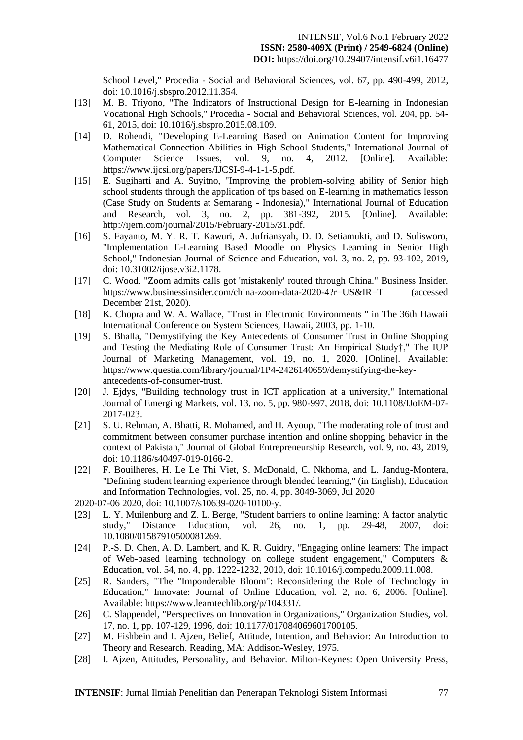School Level," Procedia - Social and Behavioral Sciences, vol. 67, pp. 490-499, 2012, doi: 10.1016/j.sbspro.2012.11.354.

[13] M. B. Triyono, "The Indicators of Instructional Design for E-learning in Indonesian Vocational High Schools," Procedia - Social and Behavioral Sciences, vol. 204, pp. 54-61, 2015, doi: 10.1016/j.sbspro.2015.08.109.

[14] D. Rohendi, "Developing E-Learning Based on Animation Content for Improving Mathematical Connection Abilities in High School Students," International Journal of Computer Science Issues, vol. 9, no. 4, 2012. [Online]. Available: https://www.ijcsi.org/papers/IJCSI-9-4-1-1-5.pdf.

[15] E. Sugiharti and A. Suyitno, "Improving the problem-solving ability of Senior high school students through the application of tps based on E-learning in mathematics lesson (Case Study on Students at Semarang - Indonesia)," International Journal of Education and Research, vol. 3, no. 2, pp. 381-392, 2015. [Online]. Available: http://ijern.com/journal/2015/February-2015/31.pdf.

[16] S. Fayanto, M. Y. R. T. Kawuri, A. Jufriansyah, D. D. Setiamukti, and D. Sulisworo, "Implementation E-Learning Based Moodle on Physics Learning in Senior High School," Indonesian Journal of Science and Education, vol. 3, no. 2, pp. 93-102, 2019, doi: 10.31002/ijose.v3i2.1178.

[17] C. Wood. "Zoom admits calls got 'mistakenly' routed through China." Business Insider. https://www.businessinsider.com/china-zoom-data-2020-4?r=US&IR=T (accessed December 21st, 2020).

[18] K. Chopra and W. A. Wallace, "Trust in Electronic Environments " in The 36th Hawaii International Conference on System Sciences, Hawaii, 2003, pp. 1-10.

[19] S. Bhalla, "Demystifying the Key Antecedents of Consumer Trust in Online Shopping and Testing the Mediating Role of Consumer Trust: An Empirical Study†," The IUP Journal of Marketing Management, vol. 19, no. 1, 2020. [Online]. Available: https://www.questia.com/library/journal/1P4-2426140659/demystifying-the-key-antecedents-of-consumer-trust.

[20] J. Ejdys, "Building technology trust in ICT application at a university," International Journal of Emerging Markets, vol. 13, no. 5, pp. 980-997, 2018, doi: 10.1108/IJoEM-07-2017-023.

[21] S. U. Rehman, A. Bhatti, R. Mohamed, and H. Ayoup, "The moderating role of trust and commitment between consumer purchase intention and online shopping behavior in the context of Pakistan," Journal of Global Entrepreneurship Research, vol. 9, no. 43, 2019, doi: 10.1186/s40497-019-0166-2.

[22] F. Bouilheres, H. Le Le Thi Viet, S. McDonald, C. Nkhoma, and L. Jandug-Montera, "Defining student learning experience through blended learning," (in English), Education and Information Technologies, vol. 25, no. 4, pp. 3049-3069, Jul 2020

2020-07-06 2020, doi: 10.1007/s10639-020-10100-y.

[23] L. Y. Muilenburg and Z. L. Berge, "Student barriers to online learning: A factor analytic study," Distance Education, vol. 26, no. 1, pp. 29-48, 2007, doi: 10.1080/01587910500081269.

[24] P.-S. D. Chen, A. D. Lambert, and K. R. Guidry, "Engaging online learners: The impact of Web-based learning technology on college student engagement," Computers & Education, vol. 54, no. 4, pp. 1222-1232, 2010, doi: 10.1016/j.compedu.2009.11.008.

[25] R. Sanders, "The "Imponderable Bloom": Reconsidering the Role of Technology in Education," Innovate: Journal of Online Education, vol. 2, no. 6, 2006. [Online]. Available: https://www.learntechlib.org/p/104331/.

[26] C. Slappendel, "Perspectives on Innovation in Organizations," Organization Studies, vol. 17, no. 1, pp. 107-129, 1996, doi: 10.1177/017084069601700105.

[27] M. Fishbein and I. Ajzen, Belief, Attitude, Intention, and Behavior: An Introduction to Theory and Research. Reading, MA: Addison-Wesley, 1975.

[28] I. Ajzen, Attitudes, Personality, and Behavior. Milton-Keynes: Open University Press,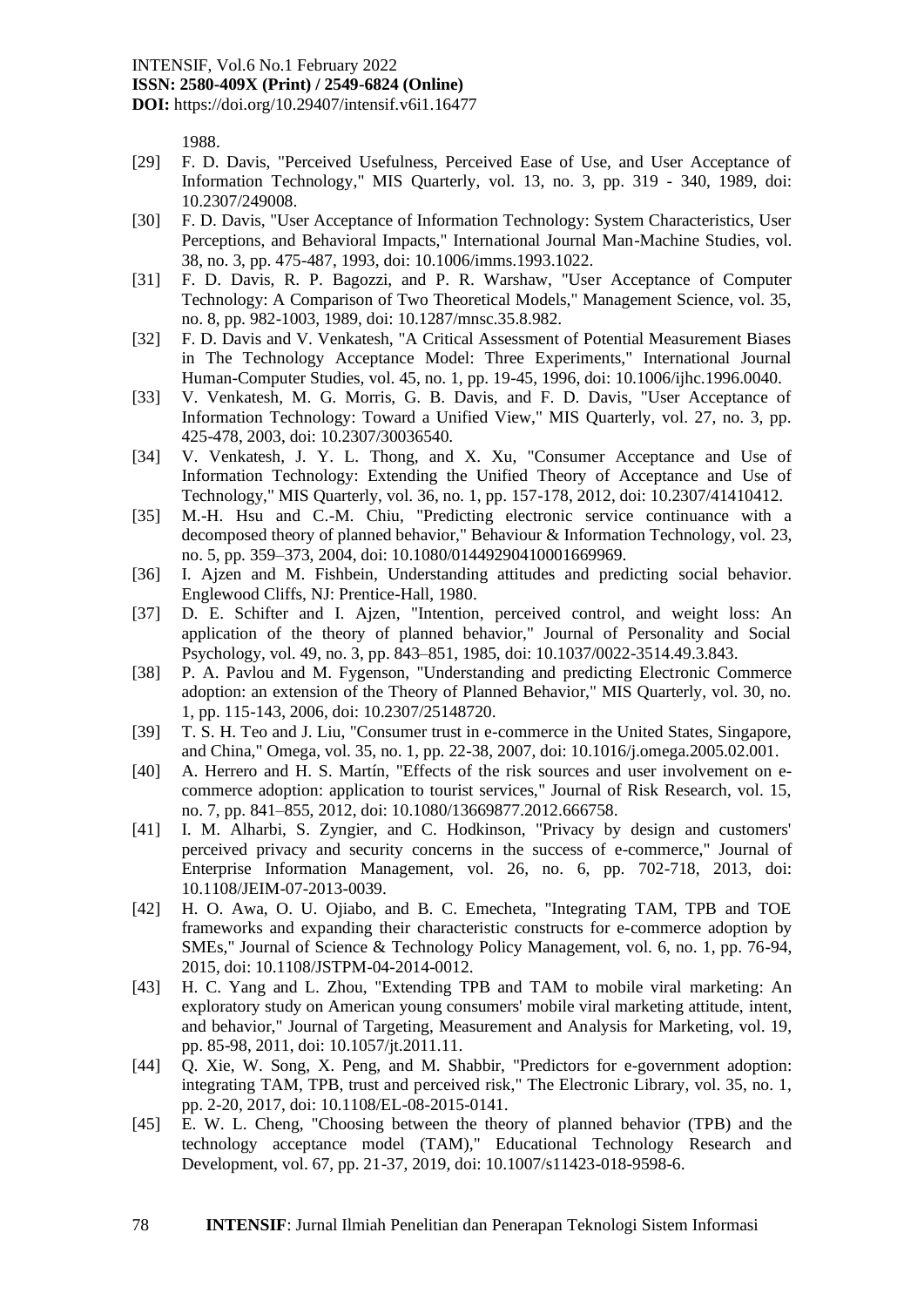1988.

[29] F. D. Davis, "Perceived Usefulness, Perceived Ease of Use, and User Acceptance of Information Technology," MIS Quarterly, vol. 13, no. 3, pp. 319 - 340, 1989, doi: 10.2307/249008.

[30] F. D. Davis, "User Acceptance of Information Technology: System Characteristics, User Perceptions, and Behavioral Impacts," International Journal Man-Machine Studies, vol. 38, no. 3, pp. 475-487, 1993, doi: 10.1006/imms.1993.1022.

[31] F. D. Davis, R. P. Bagozzi, and P. R. Warshaw, "User Acceptance of Computer Technology: A Comparison of Two Theoretical Models," Management Science, vol. 35, no. 8, pp. 982-1003, 1989, doi: 10.1287/mnsc.35.8.982.

[32] F. D. Davis and V. Venkatesh, "A Critical Assessment of Potential Measurement Biases in The Technology Acceptance Model: Three Experiments," International Journal Human-Computer Studies, vol. 45, no. 1, pp. 19-45, 1996, doi: 10.1006/ijhc.1996.0040.

[33] V. Venkatesh, M. G. Morris, G. B. Davis, and F. D. Davis, "User Acceptance of Information Technology: Toward a Unified View," MIS Quarterly, vol. 27, no. 3, pp. 425-478, 2003, doi: 10.2307/30036540.

[34] V. Venkatesh, J. Y. L. Thong, and X. Xu, "Consumer Acceptance and Use of Information Technology: Extending the Unified Theory of Acceptance and Use of Technology," MIS Quarterly, vol. 36, no. 1, pp. 157-178, 2012, doi: 10.2307/41410412.

[35] M.-H. Hsu and C.-M. Chiu, "Predicting electronic service continuance with a decomposed theory of planned behavior," Behaviour & Information Technology, vol. 23, no. 5, pp. 359–373, 2004, doi: 10.1080/01449290410001669969.

[36] I. Ajzen and M. Fishbein, Understanding attitudes and predicting social behavior. Englewood Cliffs, NJ: Prentice-Hall, 1980.

[37] D. E. Schifter and I. Ajzen, "Intention, perceived control, and weight loss: An application of the theory of planned behavior," Journal of Personality and Social Psychology, vol. 49, no. 3, pp. 843–851, 1985, doi: 10.1037/0022-3514.49.3.843.

[38] P. A. Pavlou and M. Fygenson, "Understanding and predicting Electronic Commerce adoption: an extension of the Theory of Planned Behavior," MIS Quarterly, vol. 30, no. 1, pp. 115-143, 2006, doi: 10.2307/25148720.

[39] T. S. H. Teo and J. Liu, "Consumer trust in e-commerce in the United States, Singapore, and China," Omega, vol. 35, no. 1, pp. 22-38, 2007, doi: 10.1016/j.omega.2005.02.001.

[40] A. Herrero and H. S. Martín, "Effects of the risk sources and user involvement on e-commerce adoption: application to tourist services," Journal of Risk Research, vol. 15, no. 7, pp. 841–855, 2012, doi: 10.1080/13669877.2012.666758.

[41] I. M. Alharbi, S. Zyngier, and C. Hodkinson, "Privacy by design and customers' perceived privacy and security concerns in the success of e-commerce," Journal of Enterprise Information Management, vol. 26, no. 6, pp. 702-718, 2013, doi: 10.1108/JEIM-07-2013-0039.

[42] H. O. Awa, O. U. Ojiabo, and B. C. Emecheta, "Integrating TAM, TPB and TOE frameworks and expanding their characteristic constructs for e-commerce adoption by SMEs," Journal of Science & Technology Policy Management, vol. 6, no. 1, pp. 76-94, 2015, doi: 10.1108/JSTPM-04-2014-0012.

[43] H. C. Yang and L. Zhou, "Extending TPB and TAM to mobile viral marketing: An exploratory study on American young consumers' mobile viral marketing attitude, intent, and behavior," Journal of Targeting, Measurement and Analysis for Marketing, vol. 19, pp. 85-98, 2011, doi: 10.1057/jt.2011.11.

[44] Q. Xie, W. Song, X. Peng, and M. Shabbir, "Predictors for e-government adoption: integrating TAM, TPB, trust and perceived risk," The Electronic Library, vol. 35, no. 1, pp. 2-20, 2017, doi: 10.1108/EL-08-2015-0141.

[45] E. W. L. Cheng, "Choosing between the theory of planned behavior (TPB) and the technology acceptance model (TAM)," Educational Technology Research and Development, vol. 67, pp. 21-37, 2019, doi: 10.1007/s11423-018-9598-6.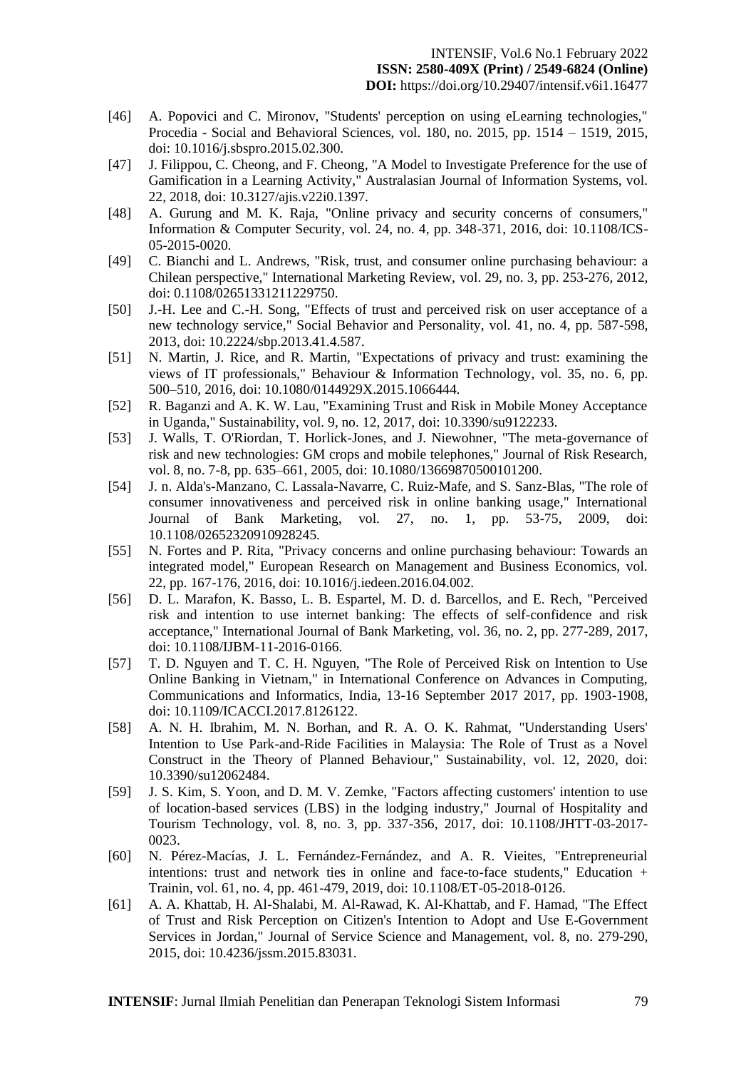[46] A. Popovici and C. Mironov, "Students' perception on using eLearning technologies," Procedia - Social and Behavioral Sciences, vol. 180, no. 2015, pp. 1514 – 1519, 2015, doi: 10.1016/j.sbspro.2015.02.300.

[47] J. Filippou, C. Cheong, and F. Cheong, "A Model to Investigate Preference for the use of Gamification in a Learning Activity," Australasian Journal of Information Systems, vol. 22, 2018, doi: 10.3127/ajis.v22i0.1397.

[48] A. Gurung and M. K. Raja, "Online privacy and security concerns of consumers," Information & Computer Security, vol. 24, no. 4, pp. 348-371, 2016, doi: 10.1108/ICS-05-2015-0020.

[49] C. Bianchi and L. Andrews, "Risk, trust, and consumer online purchasing behaviour: a Chilean perspective," International Marketing Review, vol. 29, no. 3, pp. 253-276, 2012, doi: 0.1108/02651331211229750.

[50] J.-H. Lee and C.-H. Song, "Effects of trust and perceived risk on user acceptance of a new technology service," Social Behavior and Personality, vol. 41, no. 4, pp. 587-598, 2013, doi: 10.2224/sbp.2013.41.4.587.

[51] N. Martin, J. Rice, and R. Martin, "Expectations of privacy and trust: examining the views of IT professionals," Behaviour & Information Technology, vol. 35, no. 6, pp. 500–510, 2016, doi: 10.1080/0144929X.2015.1066444.

[52] R. Baganzi and A. K. W. Lau, "Examining Trust and Risk in Mobile Money Acceptance in Uganda," Sustainability, vol. 9, no. 12, 2017, doi: 10.3390/su9122233.

[53] J. Walls, T. O'Riordan, T. Horlick-Jones, and J. Niewohner, "The meta-governance of risk and new technologies: GM crops and mobile telephones," Journal of Risk Research, vol. 8, no. 7-8, pp. 635–661, 2005, doi: 10.1080/13669870500101200.

[54] J. n. Alda's-Manzano, C. Lassala-Navarre, C. Ruiz-Mafe, and S. Sanz-Blas, "The role of consumer innovativeness and perceived risk in online banking usage," International Journal of Bank Marketing, vol. 27, no. 1, pp. 53-75, 2009, doi: 10.1108/02652320910928245.

[55] N. Fortes and P. Rita, "Privacy concerns and online purchasing behaviour: Towards an integrated model," European Research on Management and Business Economics, vol. 22, pp. 167-176, 2016, doi: 10.1016/j.iedeen.2016.04.002.

[56] D. L. Marafon, K. Basso, L. B. Espartel, M. D. d. Barcellos, and E. Rech, "Perceived risk and intention to use internet banking: The effects of self-confidence and risk acceptance," International Journal of Bank Marketing, vol. 36, no. 2, pp. 277-289, 2017, doi: 10.1108/IJBM-11-2016-0166.

[57] T. D. Nguyen and T. C. H. Nguyen, "The Role of Perceived Risk on Intention to Use Online Banking in Vietnam," in International Conference on Advances in Computing, Communications and Informatics, India, 13-16 September 2017 2017, pp. 1903-1908, doi: 10.1109/ICACCI.2017.8126122.

[58] A. N. H. Ibrahim, M. N. Borhan, and R. A. O. K. Rahmat, "Understanding Users' Intention to Use Park-and-Ride Facilities in Malaysia: The Role of Trust as a Novel Construct in the Theory of Planned Behaviour," Sustainability, vol. 12, 2020, doi: 10.3390/su12062484.

[59] J. S. Kim, S. Yoon, and D. M. V. Zemke, "Factors affecting customers' intention to use of location-based services (LBS) in the lodging industry," Journal of Hospitality and Tourism Technology, vol. 8, no. 3, pp. 337-356, 2017, doi: 10.1108/JHTT-03-2017-0023.

[60] N. Pérez-Macías, J. L. Fernández-Fernández, and A. R. Vieites, "Entrepreneurial intentions: trust and network ties in online and face-to-face students," Education + Trainin, vol. 61, no. 4, pp. 461-479, 2019, doi: 10.1108/ET-05-2018-0126.

[61] A. A. Khattab, H. Al-Shalabi, M. Al-Rawad, K. Al-Khattab, and F. Hamad, "The Effect of Trust and Risk Perception on Citizen's Intention to Adopt and Use E-Government Services in Jordan," Journal of Service Science and Management, vol. 8, no. 279-290, 2015, doi: 10.4236/jssm.2015.83031.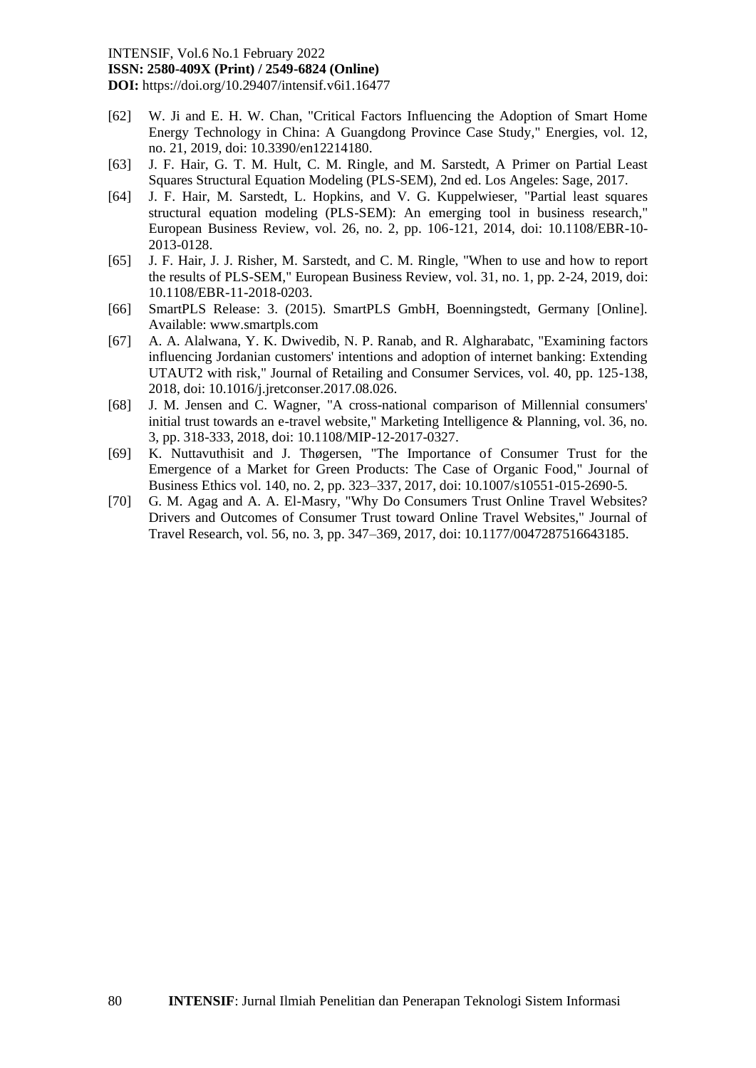[62] W. Ji and E. H. W. Chan, "Critical Factors Influencing the Adoption of Smart Home Energy Technology in China: A Guangdong Province Case Study," Energies, vol. 12, no. 21, 2019, doi: 10.3390/en12214180.

[63] J. F. Hair, G. T. M. Hult, C. M. Ringle, and M. Sarstedt, A Primer on Partial Least Squares Structural Equation Modeling (PLS-SEM), 2nd ed. Los Angeles: Sage, 2017.

[64] J. F. Hair, M. Sarstedt, L. Hopkins, and V. G. Kuppelwieser, "Partial least squares structural equation modeling (PLS-SEM): An emerging tool in business research," European Business Review, vol. 26, no. 2, pp. 106-121, 2014, doi: 10.1108/EBR-10-2013-0128.

[65] J. F. Hair, J. J. Risher, M. Sarstedt, and C. M. Ringle, "When to use and how to report the results of PLS-SEM," European Business Review, vol. 31, no. 1, pp. 2-24, 2019, doi: 10.1108/EBR-11-2018-0203.

[66] SmartPLS Release: 3. (2015). SmartPLS GmbH, Boenningstedt, Germany [Online]. Available: www.smartpls.com

[67] A. A. Alalwana, Y. K. Dwivedib, N. P. Ranab, and R. Algharabatc, "Examining factors influencing Jordanian customers' intentions and adoption of internet banking: Extending UTAUT2 with risk," Journal of Retailing and Consumer Services, vol. 40, pp. 125-138, 2018, doi: 10.1016/j.jretconser.2017.08.026.

[68] J. M. Jensen and C. Wagner, "A cross-national comparison of Millennial consumers' initial trust towards an e-travel website," Marketing Intelligence & Planning, vol. 36, no. 3, pp. 318-333, 2018, doi: 10.1108/MIP-12-2017-0327.

[69] K. Nuttavuthisit and J. Thøgersen, "The Importance of Consumer Trust for the Emergence of a Market for Green Products: The Case of Organic Food," Journal of Business Ethics vol. 140, no. 2, pp. 323–337, 2017, doi: 10.1007/s10551-015-2690-5.

[70] G. M. Agag and A. A. El-Masry, "Why Do Consumers Trust Online Travel Websites? Drivers and Outcomes of Consumer Trust toward Online Travel Websites," Journal of Travel Research, vol. 56, no. 3, pp. 347–369, 2017, doi: 10.1177/0047287516643185.